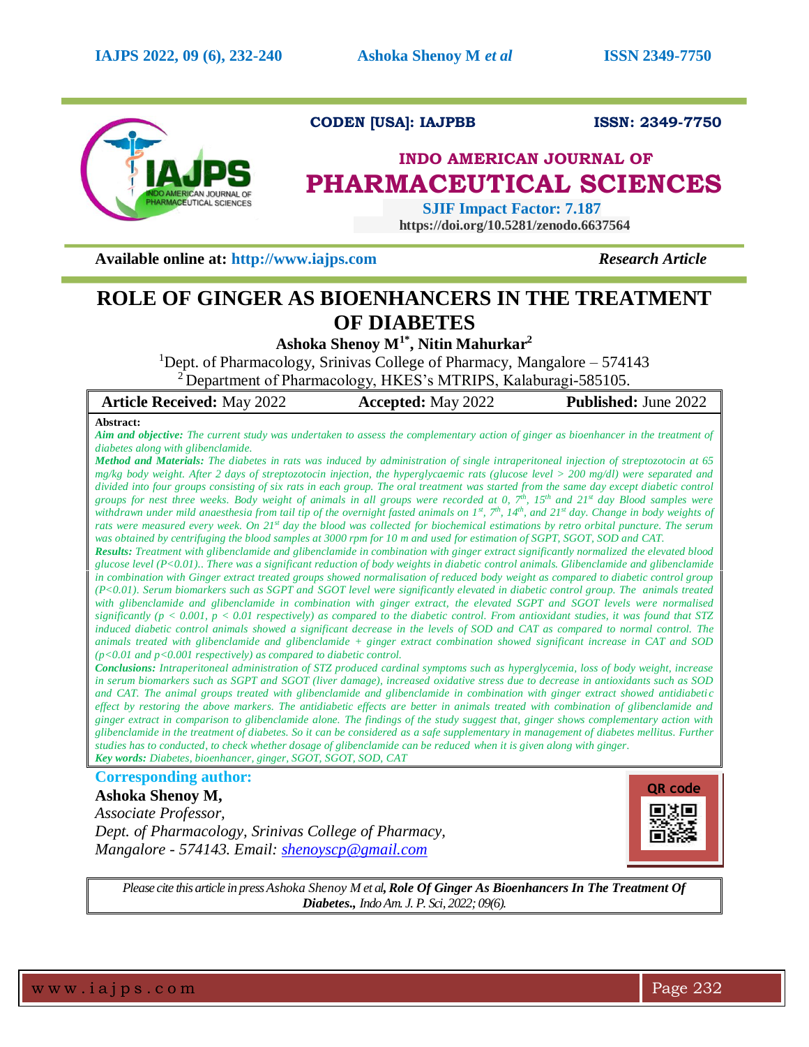CODEN [USA]: IAJPBB ISSN: 2349-7750

# INDO AMERICAN JOURNAL OF PHARMACEUTICAL SCIENCES

SJIF Impact Factor: 7.187
https://doi.org/10.5281/zenodo.6637564

**Available online at:** http://www.iajps.com *Research Article*

# ROLE OF GINGER AS BIOENHANCERS IN THE TREATMENT OF DIABETES

**Ashoka Shenoy M[1*], Nitin Mahurkar[2]**

[1]Dept. of Pharmacology, Srinivas College of Pharmacy, Mangalore – 574143
[2]Department of Pharmacology, HKES's MTRIPS, Kalaburagi-585105.

| **Article Received:** May 2022 | **Accepted:** May 2022 | **Published:** June 2022 |
|---|---|---|

**Abstract:**

***Aim and objective:*** *The current study was undertaken to assess the complementary action of ginger as bioenhancer in the treatment of diabetes along with glibenclamide.*

***Method and Materials:*** *The diabetes in rats was induced by administration of single intraperitoneal injection of streptozotocin at 65 mg/kg body weight. After 2 days of streptozotocin injection, the hyperglycaemic rats (glucose level > 200 mg/dl) were separated and divided into four groups consisting of six rats in each group. The oral treatment was started from the same day except diabetic control groups for nest three weeks. Body weight of animals in all groups were recorded at 0, 7th, 15th and 21st day Blood samples were withdrawn under mild anaesthesia from tail tip of the overnight fasted animals on 1st, 7th, 14th, and 21st day. Change in body weights of rats were measured every week. On 21st day the blood was collected for biochemical estimations by retro orbital puncture. The serum was obtained by centrifuging the blood samples at 3000 rpm for 10 m and used for estimation of SGPT, SGOT, SOD and CAT.*

***Results:*** *Treatment with glibenclamide and glibenclamide in combination with ginger extract significantly normalized the elevated blood glucose level (P<0.01).. There was a significant reduction of body weights in diabetic control animals. Glibenclamide and glibenclamide in combination with Ginger extract treated groups showed normalisation of reduced body weight as compared to diabetic control group (P<0.01). Serum biomarkers such as SGPT and SGOT level were significantly elevated in diabetic control group. The animals treated with glibenclamide and glibenclamide in combination with ginger extract, the elevated SGPT and SGOT levels were normalised significantly (p < 0.001, p < 0.01 respectively) as compared to the diabetic control. From antioxidant studies, it was found that STZ induced diabetic control animals showed a significant decrease in the levels of SOD and CAT as compared to normal control. The animals treated with glibenclamide and glibenclamide + ginger extract combination showed significant increase in CAT and SOD (p<0.01 and p<0.001 respectively) as compared to diabetic control.*

***Conclusions:*** *Intraperitoneal administration of STZ produced cardinal symptoms such as hyperglycemia, loss of body weight, increase in serum biomarkers such as SGPT and SGOT (liver damage), increased oxidative stress due to decrease in antioxidants such as SOD and CAT. The animal groups treated with glibenclamide and glibenclamide in combination with ginger extract showed antidiabetic effect by restoring the above markers. The antidiabetic effects are better in animals treated with combination of glibenclamide and ginger extract in comparison to glibenclamide alone. The findings of the study suggest that, ginger shows complementary action with glibenclamide in the treatment of diabetes. So it can be considered as a safe supplementary in management of diabetes mellitus. Further studies has to conducted, to check whether dosage of glibenclamide can be reduced when it is given along with ginger.*

***Key words:*** *Diabetes, bioenhancer, ginger, SGOT, SGOT, SOD, CAT*

**Corresponding author:**

**Ashoka Shenoy M,**
*Associate Professor,*
*Dept. of Pharmacology, Srinivas College of Pharmacy,*
*Mangalore - 574143. Email: shenoyscp@gmail.com*

QR code

*Please cite this article in press Ashoka Shenoy M et al,* ***Role Of Ginger As Bioenhancers In The Treatment Of Diabetes.,*** *Indo Am. J. P. Sci, 2022; 09(6).*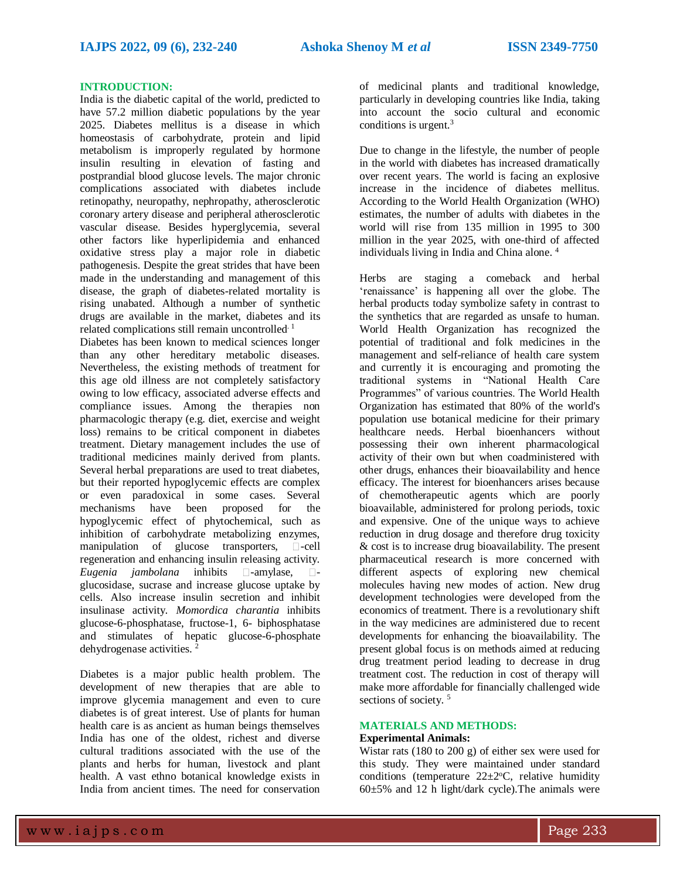## INTRODUCTION:

India is the diabetic capital of the world, predicted to have 57.2 million diabetic populations by the year 2025. Diabetes mellitus is a disease in which homeostasis of carbohydrate, protein and lipid metabolism is improperly regulated by hormone insulin resulting in elevation of fasting and postprandial blood glucose levels. The major chronic complications associated with diabetes include retinopathy, neuropathy, nephropathy, atherosclerotic coronary artery disease and peripheral atherosclerotic vascular disease. Besides hyperglycemia, several other factors like hyperlipidemia and enhanced oxidative stress play a major role in diabetic pathogenesis. Despite the great strides that have been made in the understanding and management of this disease, the graph of diabetes-related mortality is rising unabated. Although a number of synthetic drugs are available in the market, diabetes and its related complications still remain uncontrolled.[1]

Diabetes has been known to medical sciences longer than any other hereditary metabolic diseases. Nevertheless, the existing methods of treatment for this age old illness are not completely satisfactory owing to low efficacy, associated adverse effects and compliance issues. Among the therapies non pharmacologic therapy (e.g. diet, exercise and weight loss) remains to be critical component in diabetes treatment. Dietary management includes the use of traditional medicines mainly derived from plants. Several herbal preparations are used to treat diabetes, but their reported hypoglycemic effects are complex or even paradoxical in some cases. Several mechanisms have been proposed for the hypoglycemic effect of phytochemical, such as inhibition of carbohydrate metabolizing enzymes, manipulation of glucose transporters, β-cell regeneration and enhancing insulin releasing activity. *Eugenia jambolana* inhibits α-amylase, α-glucosidase, sucrase and increase glucose uptake by cells. Also increase insulin secretion and inhibit insulinase activity. *Momordica charantia* inhibits glucose-6-phosphatase, fructose-1, 6- biphosphatase and stimulates of hepatic glucose-6-phosphate dehydrogenase activities.[2]

Diabetes is a major public health problem. The development of new therapies that are able to improve glycemia management and even to cure diabetes is of great interest. Use of plants for human health care is as ancient as human beings themselves India has one of the oldest, richest and diverse cultural traditions associated with the use of the plants and herbs for human, livestock and plant health. A vast ethno botanical knowledge exists in India from ancient times. The need for conservation of medicinal plants and traditional knowledge, particularly in developing countries like India, taking into account the socio cultural and economic conditions is urgent.[3]

Due to change in the lifestyle, the number of people in the world with diabetes has increased dramatically over recent years. The world is facing an explosive increase in the incidence of diabetes mellitus. According to the World Health Organization (WHO) estimates, the number of adults with diabetes in the world will rise from 135 million in 1995 to 300 million in the year 2025, with one-third of affected individuals living in India and China alone.[4]

Herbs are staging a comeback and herbal 'renaissance' is happening all over the globe. The herbal products today symbolize safety in contrast to the synthetics that are regarded as unsafe to human. World Health Organization has recognized the potential of traditional and folk medicines in the management and self-reliance of health care system and currently it is encouraging and promoting the traditional systems in "National Health Care Programmes" of various countries. The World Health Organization has estimated that 80% of the world's population use botanical medicine for their primary healthcare needs. Herbal bioenhancers without possessing their own inherent pharmacological activity of their own but when coadministered with other drugs, enhances their bioavailability and hence efficacy. The interest for bioenhancers arises because of chemotherapeutic agents which are poorly bioavailable, administered for prolong periods, toxic and expensive. One of the unique ways to achieve reduction in drug dosage and therefore drug toxicity & cost is to increase drug bioavailability. The present pharmaceutical research is more concerned with different aspects of exploring new chemical molecules having new modes of action. New drug development technologies were developed from the economics of treatment. There is a revolutionary shift in the way medicines are administered due to recent developments for enhancing the bioavailability. The present global focus is on methods aimed at reducing drug treatment period leading to decrease in drug treatment cost. The reduction in cost of therapy will make more affordable for financially challenged wide sections of society.[5]

## MATERIALS AND METHODS:

### Experimental Animals:

Wistar rats (180 to 200 g) of either sex were used for this study. They were maintained under standard conditions (temperature 22±2°C, relative humidity 60±5% and 12 h light/dark cycle).The animals were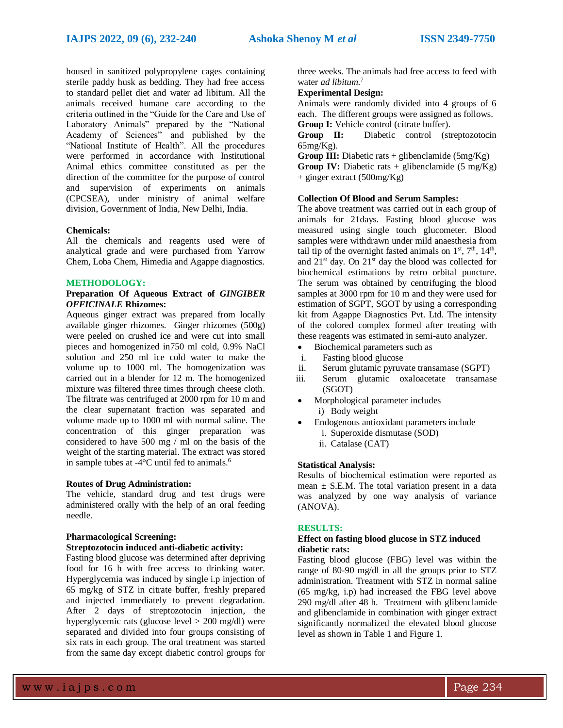housed in sanitized polypropylene cages containing sterile paddy husk as bedding. They had free access to standard pellet diet and water ad libitum. All the animals received humane care according to the criteria outlined in the "Guide for the Care and Use of Laboratory Animals" prepared by the "National Academy of Sciences" and published by the "National Institute of Health". All the procedures were performed in accordance with Institutional Animal ethics committee constituted as per the direction of the committee for the purpose of control and supervision of experiments on animals (CPCSEA), under ministry of animal welfare division, Government of India, New Delhi, India.

**Chemicals:**
All the chemicals and reagents used were of analytical grade and were purchased from Yarrow Chem, Loba Chem, Himedia and Agappe diagnostics.

## METHODOLOGY:

**Preparation Of Aqueous Extract of *GINGIBER OFFICINALE* Rhizomes:**
Aqueous ginger extract was prepared from locally available ginger rhizomes. Ginger rhizomes (500g) were peeled on crushed ice and were cut into small pieces and homogenized in750 ml cold, 0.9% NaCl solution and 250 ml ice cold water to make the volume up to 1000 ml. The homogenization was carried out in a blender for 12 m. The homogenized mixture was filtered three times through cheese cloth. The filtrate was centrifuged at 2000 rpm for 10 m and the clear supernatant fraction was separated and volume made up to 1000 ml with normal saline. The concentration of this ginger preparation was considered to have 500 mg / ml on the basis of the weight of the starting material. The extract was stored in sample tubes at -4°C until fed to animals.[6]

**Routes of Drug Administration:**
The vehicle, standard drug and test drugs were administered orally with the help of an oral feeding needle.

**Pharmacological Screening:**
**Streptozotocin induced anti-diabetic activity:**
Fasting blood glucose was determined after depriving food for 16 h with free access to drinking water. Hyperglycemia was induced by single i.p injection of 65 mg/kg of STZ in citrate buffer, freshly prepared and injected immediately to prevent degradation. After 2 days of streptozotocin injection, the hyperglycemic rats (glucose level > 200 mg/dl) were separated and divided into four groups consisting of six rats in each group. The oral treatment was started from the same day except diabetic control groups for three weeks. The animals had free access to feed with water *ad libitum.*[7]

**Experimental Design:**
Animals were randomly divided into 4 groups of 6 each. The different groups were assigned as follows.
**Group I:** Vehicle control (citrate buffer).
**Group II:** Diabetic control (streptozotocin 65mg/Kg).
**Group III:** Diabetic rats + glibenclamide (5mg/Kg)
**Group IV:** Diabetic rats + glibenclamide (5 mg/Kg) + ginger extract (500mg/Kg)

**Collection Of Blood and Serum Samples:**
The above treatment was carried out in each group of animals for 21days. Fasting blood glucose was measured using single touch glucometer. Blood samples were withdrawn under mild anaesthesia from tail tip of the overnight fasted animals on 1st, 7th, 14th, and 21st day. On 21st day the blood was collected for biochemical estimations by retro orbital puncture. The serum was obtained by centrifuging the blood samples at 3000 rpm for 10 m and they were used for estimation of SGPT, SGOT by using a corresponding kit from Agappe Diagnostics Pvt. Ltd. The intensity of the colored complex formed after treating with these reagents was estimated in semi-auto analyzer.

- Biochemical parameters such as
  1. Fasting blood glucose
  2. Serum glutamic pyruvate transamase (SGPT)
  3. Serum glutamic oxaloacetate transamase (SGOT)
- Morphological parameter includes
  1. Body weight
- Endogenous antioxidant parameters include
  1. Superoxide dismutase (SOD)
  2. Catalase (CAT)

**Statistical Analysis:**
Results of biochemical estimation were reported as mean ± S.E.M. The total variation present in a data was analyzed by one way analysis of variance (ANOVA).

## RESULTS:

**Effect on fasting blood glucose in STZ induced diabetic rats:**
Fasting blood glucose (FBG) level was within the range of 80-90 mg/dl in all the groups prior to STZ administration. Treatment with STZ in normal saline (65 mg/kg, i.p) had increased the FBG level above 290 mg/dl after 48 h. Treatment with glibenclamide and glibenclamide in combination with ginger extract significantly normalized the elevated blood glucose level as shown in Table 1 and Figure 1.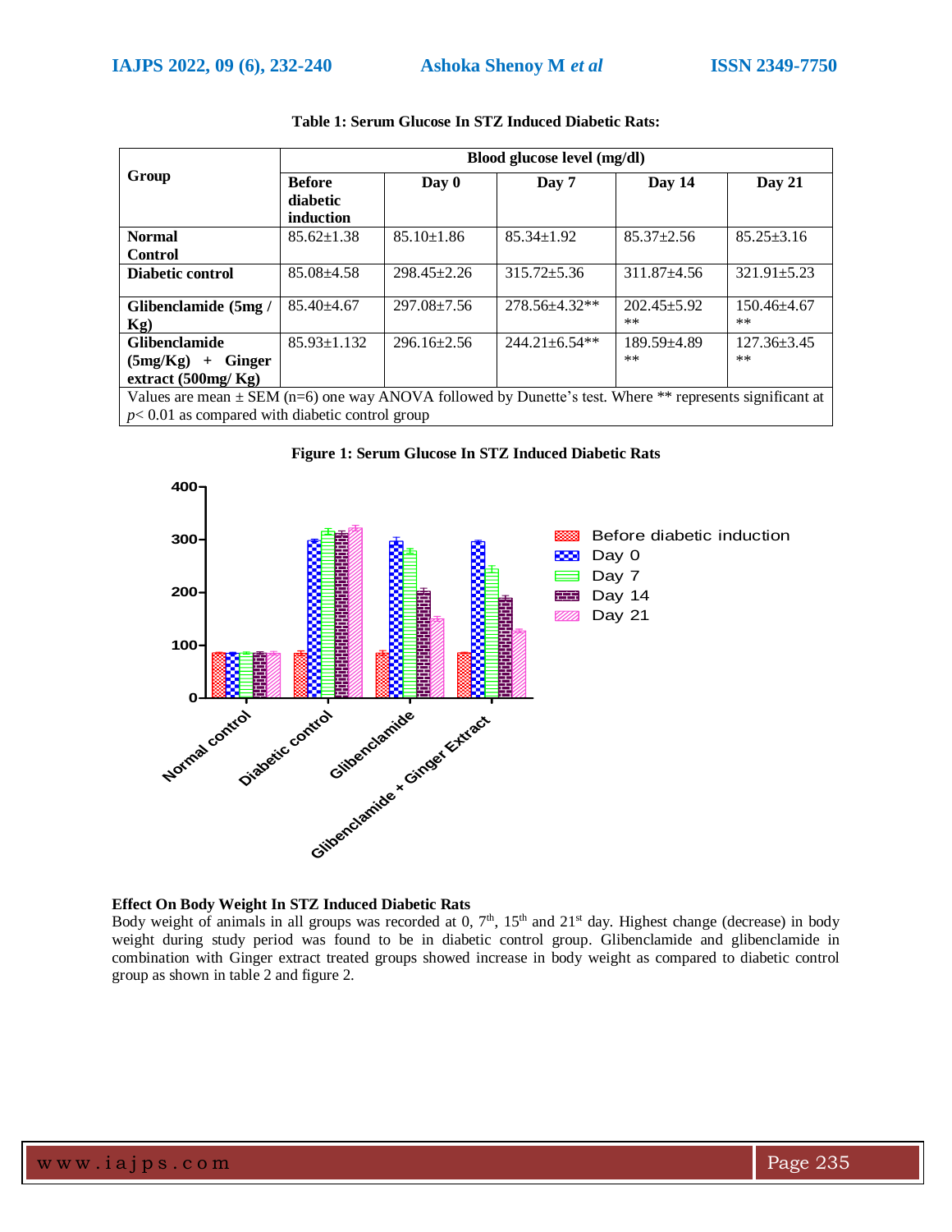**Table 1: Serum Glucose In STZ Induced Diabetic Rats:**

| Group | Blood glucose level (mg/dl) | | | | |
|---|---|---|---|---|---|
| | Before diabetic induction | Day 0 | Day 7 | Day 14 | Day 21 |
| **Normal Control** | 85.62±1.38 | 85.10±1.86 | 85.34±1.92 | 85.37±2.56 | 85.25±3.16 |
| **Diabetic control** | 85.08±4.58 | 298.45±2.26 | 315.72±5.36 | 311.87±4.56 | 321.91±5.23 |
| **Glibenclamide (5mg / Kg)** | 85.40±4.67 | 297.08±7.56 | 278.56±4.32** | 202.45±5.92 ** | 150.46±4.67 ** |
| **Glibenclamide (5mg/Kg) + Ginger extract (500mg/ Kg)** | 85.93±1.132 | 296.16±2.56 | 244.21±6.54** | 189.59±4.89 ** | 127.36±3.45 ** |

Values are mean ± SEM (n=6) one way ANOVA followed by Dunette's test. Where ** represents significant at $p < 0.01$ as compared with diabetic control group

**Figure 1: Serum Glucose In STZ Induced Diabetic Rats**

### Effect On Body Weight In STZ Induced Diabetic Rats

Body weight of animals in all groups was recorded at 0, 7th, 15th and 21st day. Highest change (decrease) in body weight during study period was found to be in diabetic control group. Glibenclamide and glibenclamide in combination with Ginger extract treated groups showed increase in body weight as compared to diabetic control group as shown in table 2 and figure 2.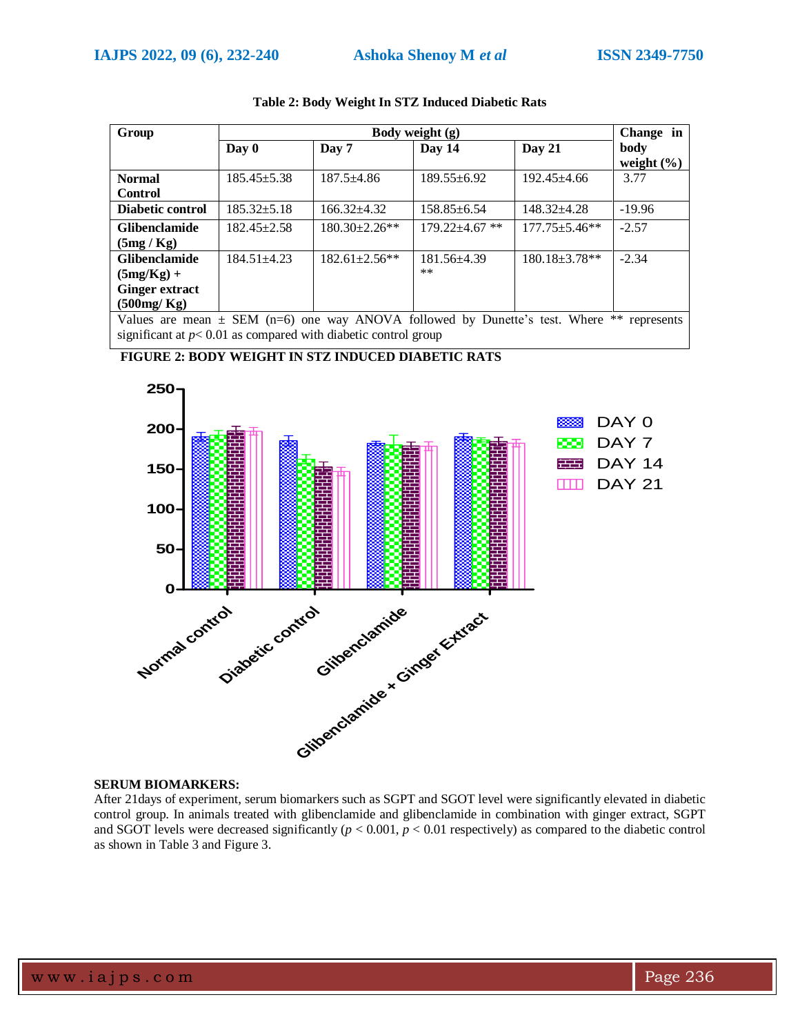**Table 2: Body Weight In STZ Induced Diabetic Rats**

| Group | Body weight (g) | | | | Change in body weight (%) |
|---|---|---|---|---|---|
| | Day 0 | Day 7 | Day 14 | Day 21 | |
| **Normal Control** | 185.45±5.38 | 187.5±4.86 | 189.55±6.92 | 192.45±4.66 | 3.77 |
| **Diabetic control** | 185.32±5.18 | 166.32±4.32 | 158.85±6.54 | 148.32±4.28 | -19.96 |
| **Glibenclamide (5mg / Kg)** | 182.45±2.58 | 180.30±2.26** | 179.22±4.67 ** | 177.75±5.46** | -2.57 |
| **Glibenclamide (5mg/Kg) + Ginger extract (500mg/ Kg)** | 184.51±4.23 | 182.61±2.56** | 181.56±4.39 ** | 180.18±3.78** | -2.34 |

Values are mean ± SEM (n=6) one way ANOVA followed by Dunette's test. Where ** represents significant at *p*< 0.01 as compared with diabetic control group

**FIGURE 2: BODY WEIGHT IN STZ INDUCED DIABETIC RATS**

**SERUM BIOMARKERS:**

After 21days of experiment, serum biomarkers such as SGPT and SGOT level were significantly elevated in diabetic control group. In animals treated with glibenclamide and glibenclamide in combination with ginger extract, SGPT and SGOT levels were decreased significantly ($p < 0.001$, $p < 0.01$ respectively) as compared to the diabetic control as shown in Table 3 and Figure 3.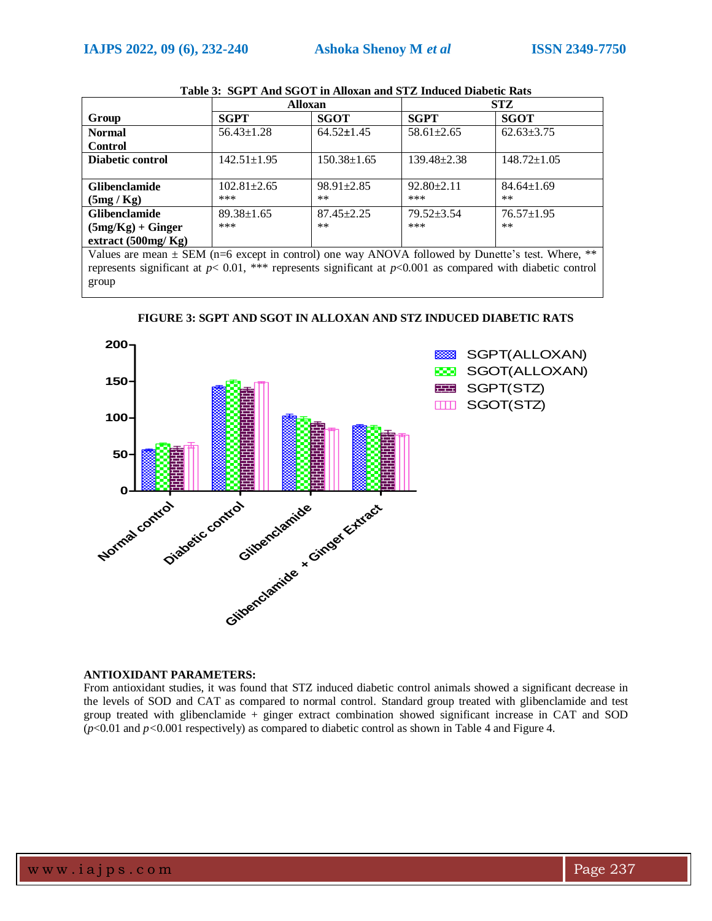**Table 3: SGPT And SGOT in Alloxan and STZ Induced Diabetic Rats**

| Group | Alloxan | | STZ | |
|---|---|---|---|---|
| | SGPT | SGOT | SGPT | SGOT |
| Normal Control | 56.43±1.28 | 64.52±1.45 | 58.61±2.65 | 62.63±3.75 |
| Diabetic control | 142.51±1.95 | 150.38±1.65 | 139.48±2.38 | 148.72±1.05 |
| Glibenclamide (5mg / Kg) | 102.81±2.65 *** | 98.91±2.85 ** | 92.80±2.11 *** | 84.64±1.69 ** |
| Glibenclamide (5mg/Kg) + Ginger extract (500mg/ Kg) | 89.38±1.65 *** | 87.45±2.25 ** | 79.52±3.54 *** | 76.57±1.95 ** |

Values are mean ± SEM (n=6 except in control) one way ANOVA followed by Dunette's test. Where, ** represents significant at $p< 0.01$, *** represents significant at $p<0.001$ as compared with diabetic control group

**FIGURE 3: SGPT AND SGOT IN ALLOXAN AND STZ INDUCED DIABETIC RATS**

### ANTIOXIDANT PARAMETERS:

From antioxidant studies, it was found that STZ induced diabetic control animals showed a significant decrease in the levels of SOD and CAT as compared to normal control. Standard group treated with glibenclamide and test group treated with glibenclamide + ginger extract combination showed significant increase in CAT and SOD ($p<0.01$ and $p<0.001$ respectively) as compared to diabetic control as shown in Table 4 and Figure 4.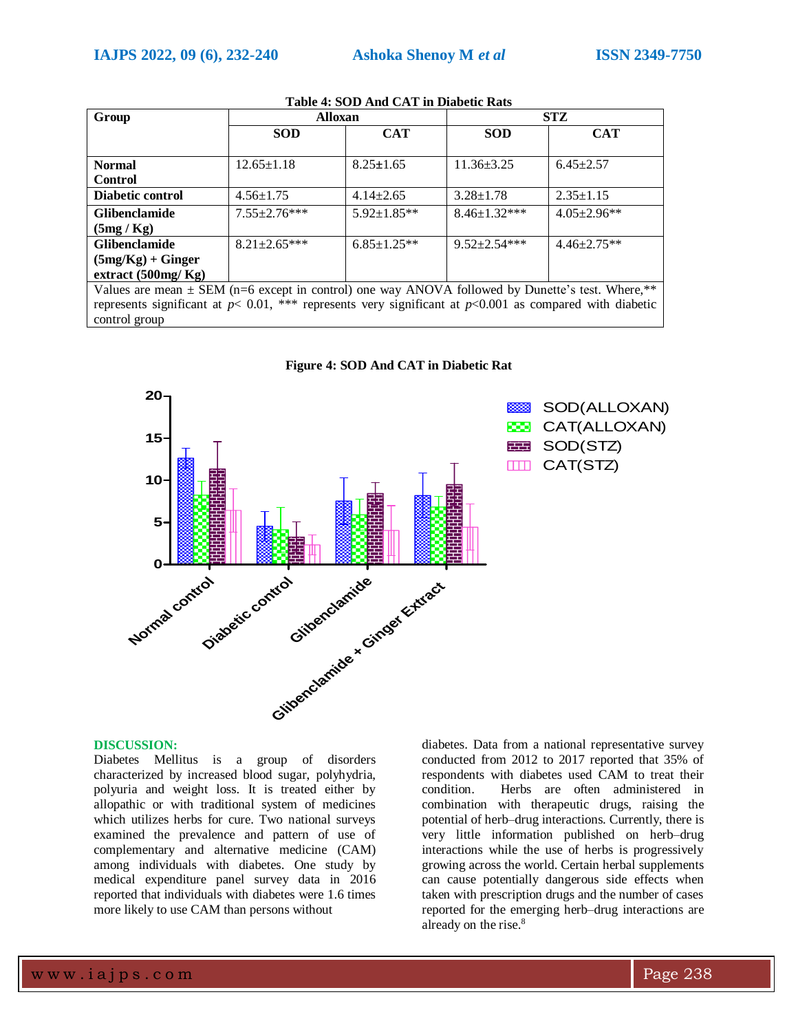**Table 4: SOD And CAT in Diabetic Rats**

| Group | Alloxan | | STZ | |
|---|---|---|---|---|
| | SOD | CAT | SOD | CAT |
| **Normal Control** | 12.65±1.18 | 8.25±1.65 | 11.36±3.25 | 6.45±2.57 |
| **Diabetic control** | 4.56±1.75 | 4.14±2.65 | 3.28±1.78 | 2.35±1.15 |
| **Glibenclamide (5mg / Kg)** | 7.55±2.76*** | 5.92±1.85** | 8.46±1.32*** | 4.05±2.96** |
| **Glibenclamide (5mg/Kg) + Ginger extract (500mg/ Kg)** | 8.21±2.65*** | 6.85±1.25** | 9.52±2.54*** | 4.46±2.75** |

Values are mean ± SEM (n=6 except in control) one way ANOVA followed by Dunette's test. Where,** represents significant at $p < 0.01$, *** represents very significant at $p < 0.001$ as compared with diabetic control group

**Figure 4: SOD And CAT in Diabetic Rat**

## DISCUSSION:

Diabetes Mellitus is a group of disorders characterized by increased blood sugar, polyhydria, polyuria and weight loss. It is treated either by allopathic or with traditional system of medicines which utilizes herbs for cure. Two national surveys examined the prevalence and pattern of use of complementary and alternative medicine (CAM) among individuals with diabetes. One study by medical expenditure panel survey data in 2016 reported that individuals with diabetes were 1.6 times more likely to use CAM than persons without diabetes. Data from a national representative survey conducted from 2012 to 2017 reported that 35% of respondents with diabetes used CAM to treat their condition. Herbs are often administered in combination with therapeutic drugs, raising the potential of herb–drug interactions. Currently, there is very little information published on herb–drug interactions while the use of herbs is progressively growing across the world. Certain herbal supplements can cause potentially dangerous side effects when taken with prescription drugs and the number of cases reported for the emerging herb–drug interactions are already on the rise.[8]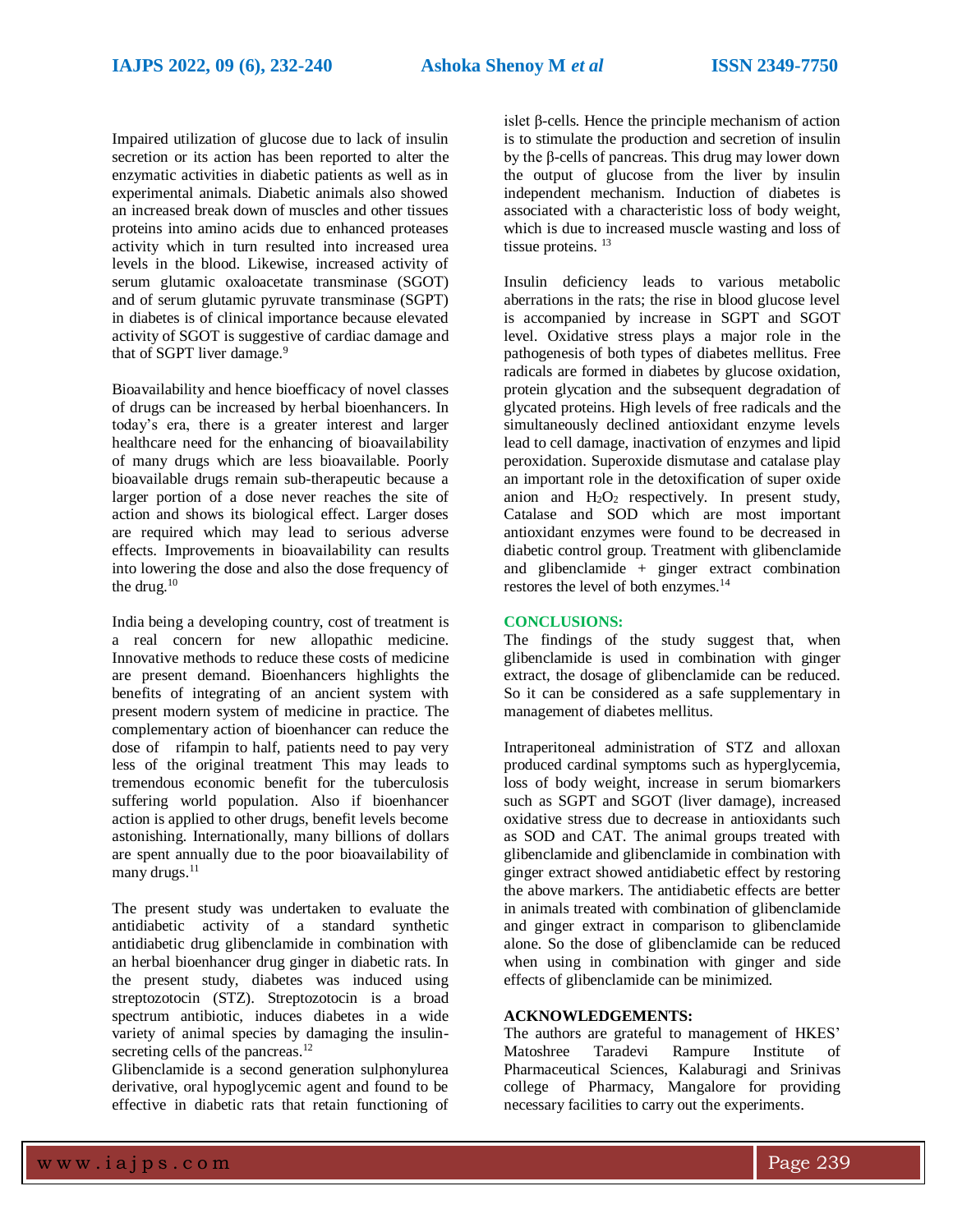Impaired utilization of glucose due to lack of insulin secretion or its action has been reported to alter the enzymatic activities in diabetic patients as well as in experimental animals. Diabetic animals also showed an increased break down of muscles and other tissues proteins into amino acids due to enhanced proteases activity which in turn resulted into increased urea levels in the blood. Likewise, increased activity of serum glutamic oxaloacetate transminase (SGOT) and of serum glutamic pyruvate transminase (SGPT) in diabetes is of clinical importance because elevated activity of SGOT is suggestive of cardiac damage and that of SGPT liver damage.[9]

Bioavailability and hence bioefficacy of novel classes of drugs can be increased by herbal bioenhancers. In today's era, there is a greater interest and larger healthcare need for the enhancing of bioavailability of many drugs which are less bioavailable. Poorly bioavailable drugs remain sub-therapeutic because a larger portion of a dose never reaches the site of action and shows its biological effect. Larger doses are required which may lead to serious adverse effects. Improvements in bioavailability can results into lowering the dose and also the dose frequency of the drug.[10]

India being a developing country, cost of treatment is a real concern for new allopathic medicine. Innovative methods to reduce these costs of medicine are present demand. Bioenhancers highlights the benefits of integrating of an ancient system with present modern system of medicine in practice. The complementary action of bioenhancer can reduce the dose of rifampin to half, patients need to pay very less of the original treatment This may leads to tremendous economic benefit for the tuberculosis suffering world population. Also if bioenhancer action is applied to other drugs, benefit levels become astonishing. Internationally, many billions of dollars are spent annually due to the poor bioavailability of many drugs.[11]

The present study was undertaken to evaluate the antidiabetic activity of a standard synthetic antidiabetic drug glibenclamide in combination with an herbal bioenhancer drug ginger in diabetic rats. In the present study, diabetes was induced using streptozotocin (STZ). Streptozotocin is a broad spectrum antibiotic, induces diabetes in a wide variety of animal species by damaging the insulin-secreting cells of the pancreas.[12]

Glibenclamide is a second generation sulphonylurea derivative, oral hypoglycemic agent and found to be effective in diabetic rats that retain functioning of islet β-cells. Hence the principle mechanism of action is to stimulate the production and secretion of insulin by the β-cells of pancreas. This drug may lower down the output of glucose from the liver by insulin independent mechanism. Induction of diabetes is associated with a characteristic loss of body weight, which is due to increased muscle wasting and loss of tissue proteins.[13]

Insulin deficiency leads to various metabolic aberrations in the rats; the rise in blood glucose level is accompanied by increase in SGPT and SGOT level. Oxidative stress plays a major role in the pathogenesis of both types of diabetes mellitus. Free radicals are formed in diabetes by glucose oxidation, protein glycation and the subsequent degradation of glycated proteins. High levels of free radicals and the simultaneously declined antioxidant enzyme levels lead to cell damage, inactivation of enzymes and lipid peroxidation. Superoxide dismutase and catalase play an important role in the detoxification of super oxide anion and $H_2O_2$ respectively. In present study, Catalase and SOD which are most important antioxidant enzymes were found to be decreased in diabetic control group. Treatment with glibenclamide and glibenclamide + ginger extract combination restores the level of both enzymes.[14]

## CONCLUSIONS:

The findings of the study suggest that, when glibenclamide is used in combination with ginger extract, the dosage of glibenclamide can be reduced. So it can be considered as a safe supplementary in management of diabetes mellitus.

Intraperitoneal administration of STZ and alloxan produced cardinal symptoms such as hyperglycemia, loss of body weight, increase in serum biomarkers such as SGPT and SGOT (liver damage), increased oxidative stress due to decrease in antioxidants such as SOD and CAT. The animal groups treated with glibenclamide and glibenclamide in combination with ginger extract showed antidiabetic effect by restoring the above markers. The antidiabetic effects are better in animals treated with combination of glibenclamide and ginger extract in comparison to glibenclamide alone. So the dose of glibenclamide can be reduced when using in combination with ginger and side effects of glibenclamide can be minimized.

## ACKNOWLEDGEMENTS:

The authors are grateful to management of HKES' Matoshree Taradevi Rampure Institute of Pharmaceutical Sciences, Kalaburagi and Srinivas college of Pharmacy, Mangalore for providing necessary facilities to carry out the experiments.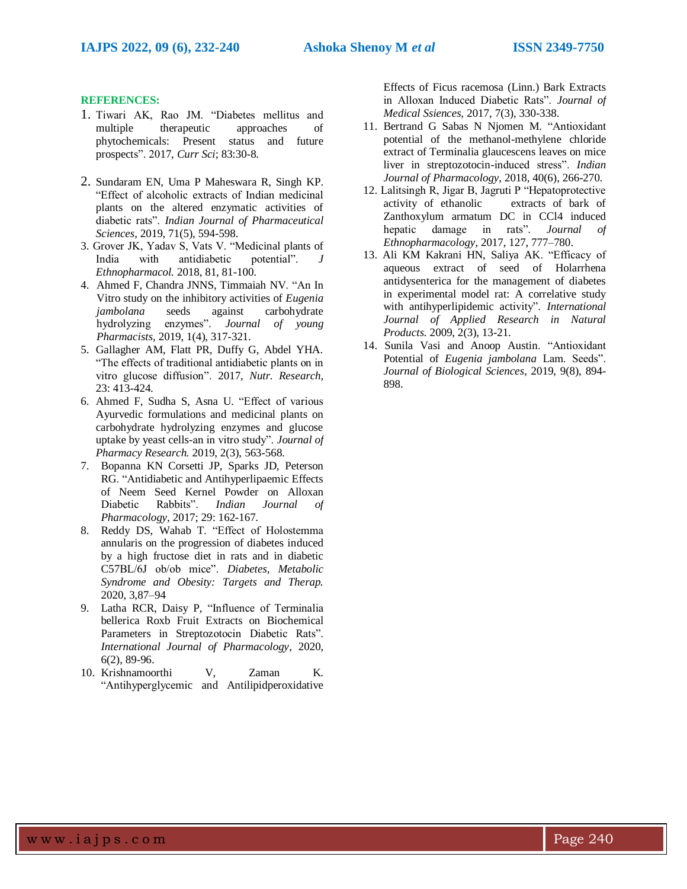## REFERENCES:

1. Tiwari AK, Rao JM. "Diabetes mellitus and multiple therapeutic approaches of phytochemicals: Present status and future prospects". 2017, *Curr Sci*; 83:30-8.

2. Sundaram EN, Uma P Maheswara R, Singh KP. "Effect of alcoholic extracts of Indian medicinal plants on the altered enzymatic activities of diabetic rats". *Indian Journal of Pharmaceutical Sciences*, 2019, 71(5), 594-598.
3. Grover JK, Yadav S, Vats V. "Medicinal plants of India with antidiabetic potential". *J Ethnopharmacol.* 2018, 81, 81-100.
4. Ahmed F, Chandra JNNS, Timmaiah NV. "An In Vitro study on the inhibitory activities of *Eugenia jambolana* seeds against carbohydrate hydrolyzing enzymes". *Journal of young Pharmacists*, 2019, 1(4), 317-321.
5. Gallagher AM, Flatt PR, Duffy G, Abdel YHA. "The effects of traditional antidiabetic plants on in vitro glucose diffusion". 2017, *Nutr. Research*, 23: 413-424.
6. Ahmed F, Sudha S, Asna U. "Effect of various Ayurvedic formulations and medicinal plants on carbohydrate hydrolyzing enzymes and glucose uptake by yeast cells-an in vitro study". *Journal of Pharmacy Research.* 2019, 2(3), 563-568.
7. Bopanna KN Corsetti JP, Sparks JD, Peterson RG. "Antidiabetic and Antihyperlipaemic Effects of Neem Seed Kernel Powder on Alloxan Diabetic Rabbits". *Indian Journal of Pharmacology*, 2017; 29: 162-167.
8. Reddy DS, Wahab T. "Effect of Holostemma annularis on the progression of diabetes induced by a high fructose diet in rats and in diabetic C57BL/6J ob/ob mice". *Diabetes, Metabolic Syndrome and Obesity: Targets and Therap.* 2020, 3,87–94
9. Latha RCR, Daisy P, "Influence of Terminalia bellerica Roxb Fruit Extracts on Biochemical Parameters in Streptozotocin Diabetic Rats". *International Journal of Pharmacology*, 2020, 6(2), 89-96.
10. Krishnamoorthi V, Zaman K. "Antihyperglycemic and Antilipidperoxidative Effects of Ficus racemosa (Linn.) Bark Extracts in Alloxan Induced Diabetic Rats". *Journal of Medical Ssiences*, 2017, 7(3), 330-338.
11. Bertrand G Sabas N Njomen M. "Antioxidant potential of the methanol-methylene chloride extract of Terminalia glaucescens leaves on mice liver in streptozotocin-induced stress". *Indian Journal of Pharmacology*, 2018, 40(6), 266-270.
12. Lalitsingh R, Jigar B, Jagruti P "Hepatoprotective activity of ethanolic extracts of bark of Zanthoxylum armatum DC in CCl4 induced hepatic damage in rats". *Journal of Ethnopharmacology*, 2017, 127, 777–780.
13. Ali KM Kakrani HN, Saliya AK. "Efficacy of aqueous extract of seed of Holarrhena antidysenterica for the management of diabetes in experimental model rat: A correlative study with antihyperlipidemic activity". *International Journal of Applied Research in Natural Products.* 2009, 2(3), 13-21.
14. Sunila Vasi and Anoop Austin. "Antioxidant Potential of *Eugenia jambolana* Lam. Seeds". *Journal of Biological Sciences*, 2019, 9(8), 894-898.